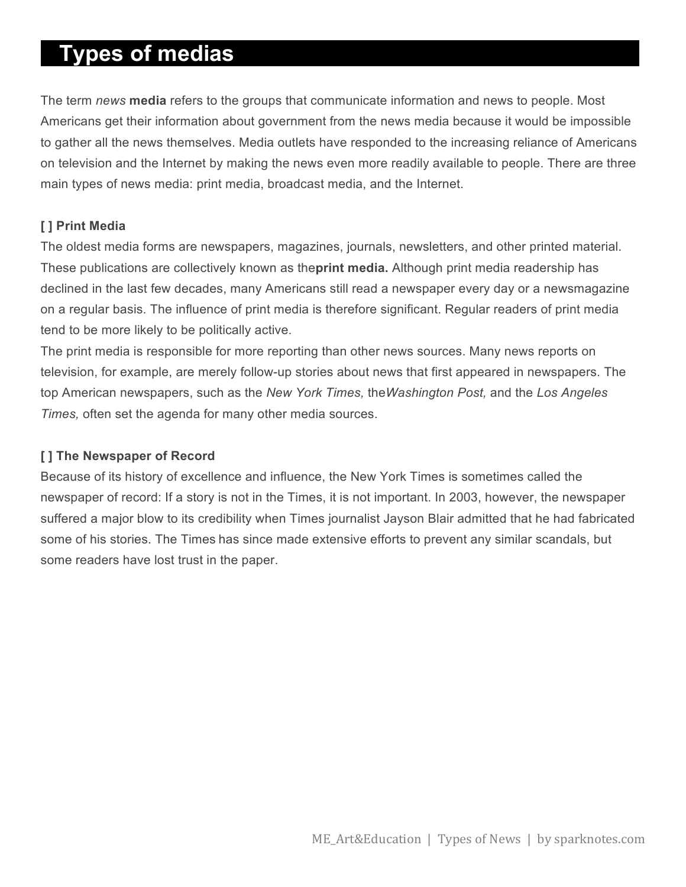# Types of medias

The term *news* **media** refers to the groups that communicate information and news to people. Most Americans get their information about government from the news media because it would be impossible to gather all the news themselves. Media outlets have responded to the increasing reliance of Americans on television and the Internet by making the news even more readily available to people. There are three main types of news media: print media, broadcast media, and the Internet.

### [ ] Print Media

The oldest media forms are newspapers, magazines, journals, newsletters, and other printed material. These publications are collectively known as the**print media.** Although print media readership has declined in the last few decades, many Americans still read a newspaper every day or a newsmagazine on a regular basis. The influence of print media is therefore significant. Regular readers of print media tend to be more likely to be politically active.

The print media is responsible for more reporting than other news sources. Many news reports on television, for example, are merely follow-up stories about news that first appeared in newspapers. The top American newspapers, such as the *New York Times,* the*Washington Post,* and the *Los Angeles Times,* often set the agenda for many other media sources.

### [ ] The Newspaper of Record

Because of its history of excellence and influence, the New York Times is sometimes called the newspaper of record: If a story is not in the Times, it is not important. In 2003, however, the newspaper suffered a major blow to its credibility when Times journalist Jayson Blair admitted that he had fabricated some of his stories. The Times has since made extensive efforts to prevent any similar scandals, but some readers have lost trust in the paper.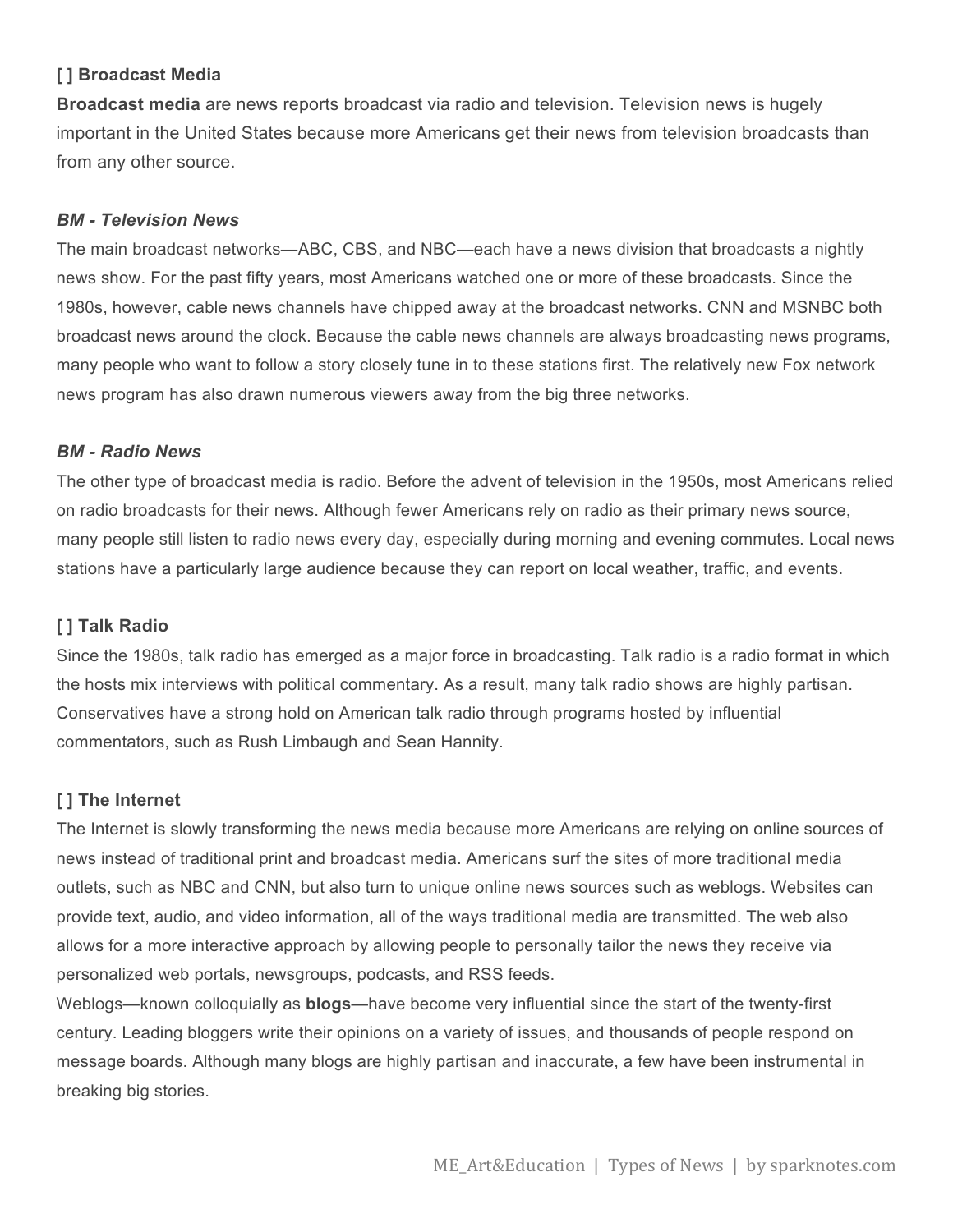### [ ] Broadcast Media

**Broadcast media** are news reports broadcast via radio and television. Television news is hugely important in the United States because more Americans get their news from television broadcasts than from any other source.

#### *BM - Television News*

The main broadcast networks—ABC, CBS, and NBC—each have a news division that broadcasts a nightly news show. For the past fifty years, most Americans watched one or more of these broadcasts. Since the 1980s, however, cable news channels have chipped away at the broadcast networks. CNN and MSNBC both broadcast news around the clock. Because the cable news channels are always broadcasting news programs, many people who want to follow a story closely tune in to these stations first. The relatively new Fox network news program has also drawn numerous viewers away from the big three networks.

#### *BM - Radio News*

The other type of broadcast media is radio. Before the advent of television in the 1950s, most Americans relied on radio broadcasts for their news. Although fewer Americans rely on radio as their primary news source, many people still listen to radio news every day, especially during morning and evening commutes. Local news stations have a particularly large audience because they can report on local weather, traffic, and events.

### [ ] Talk Radio

Since the 1980s, talk radio has emerged as a major force in broadcasting. Talk radio is a radio format in which the hosts mix interviews with political commentary. As a result, many talk radio shows are highly partisan. Conservatives have a strong hold on American talk radio through programs hosted by influential commentators, such as Rush Limbaugh and Sean Hannity.

### [ ] The Internet

The Internet is slowly transforming the news media because more Americans are relying on online sources of news instead of traditional print and broadcast media. Americans surf the sites of more traditional media outlets, such as NBC and CNN, but also turn to unique online news sources such as weblogs. Websites can provide text, audio, and video information, all of the ways traditional media are transmitted. The web also allows for a more interactive approach by allowing people to personally tailor the news they receive via personalized web portals, newsgroups, podcasts, and RSS feeds.

Weblogs—known colloquially as **blogs**—have become very influential since the start of the twenty-first century. Leading bloggers write their opinions on a variety of issues, and thousands of people respond on message boards. Although many blogs are highly partisan and inaccurate, a few have been instrumental in breaking big stories.